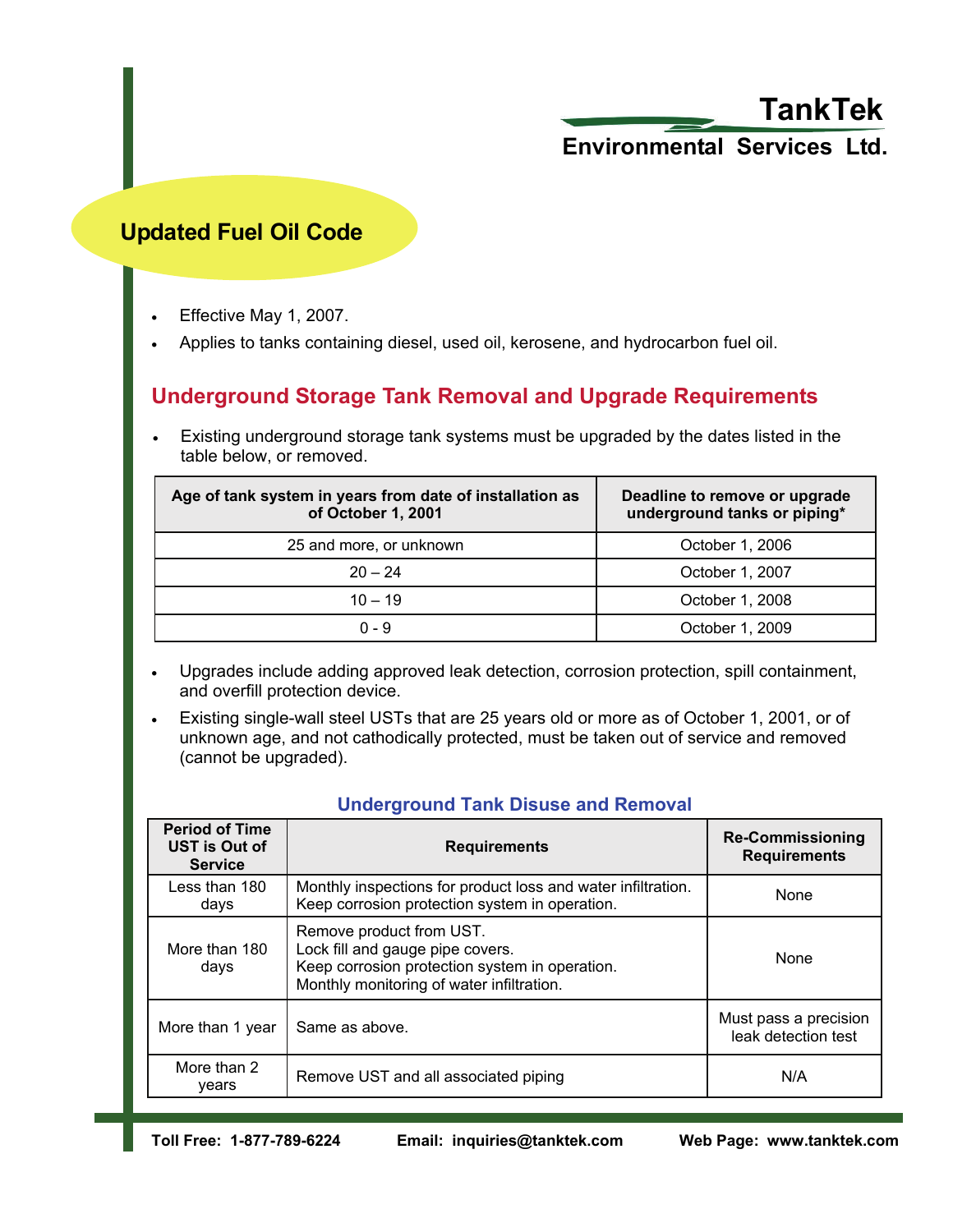# TankTek

## Environmental Services Ltd.

## Updated Fuel Oil Code

- Effective May 1, 2007.
- Applies to tanks containing diesel, used oil, kerosene, and hydrocarbon fuel oil.

## Underground Storage Tank Removal and Upgrade Requirements

- Existing underground storage tank systems must be upgraded by the dates listed in the table below, or removed.

| Age of tank system in years from date of installation as of October 1, 2001 | Deadline to remove or upgrade underground tanks or piping* |
|---|---|
| 25 and more, or unknown | October 1, 2006 |
| 20 – 24 | October 1, 2007 |
| 10 – 19 | October 1, 2008 |
| 0 - 9 | October 1, 2009 |

- Upgrades include adding approved leak detection, corrosion protection, spill containment, and overfill protection device.
- Existing single-wall steel USTs that are 25 years old or more as of October 1, 2001, or of unknown age, and not cathodically protected, must be taken out of service and removed (cannot be upgraded).

### Underground Tank Disuse and Removal

| Period of Time UST is Out of Service | Requirements | Re-Commissioning Requirements |
|---|---|---|
| Less than 180 days | Monthly inspections for product loss and water infiltration. Keep corrosion protection system in operation. | None |
| More than 180 days | Remove product from UST. Lock fill and gauge pipe covers. Keep corrosion protection system in operation. Monthly monitoring of water infiltration. | None |
| More than 1 year | Same as above. | Must pass a precision leak detection test |
| More than 2 years | Remove UST and all associated piping | N/A |

**Toll Free: 1-877-789-6224** **Email: inquiries@tanktek.com** **Web Page: www.tanktek.com**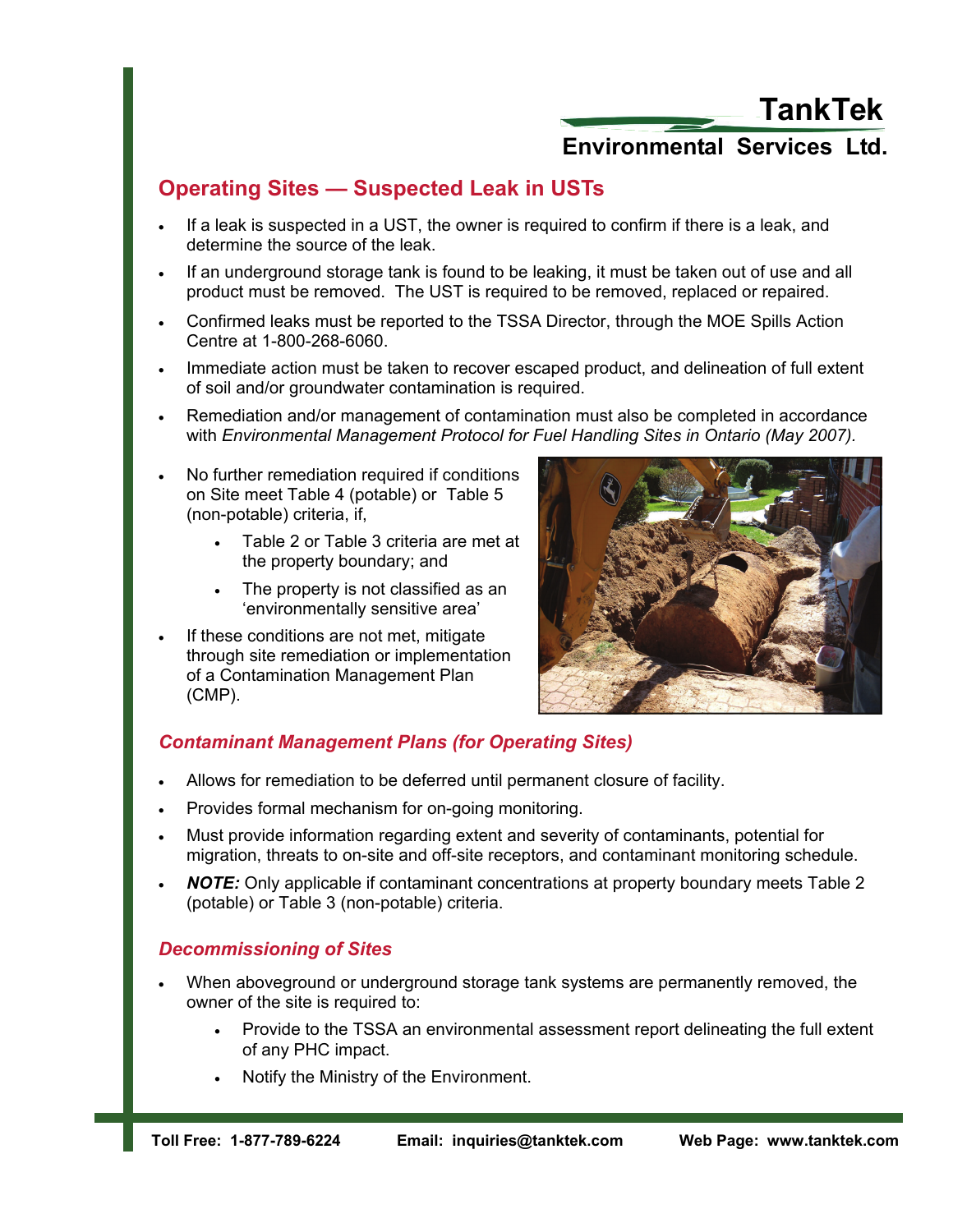TankTek

Environmental Services Ltd.

## Operating Sites — Suspected Leak in USTs

- If a leak is suspected in a UST, the owner is required to confirm if there is a leak, and determine the source of the leak.
- If an underground storage tank is found to be leaking, it must be taken out of use and all product must be removed. The UST is required to be removed, replaced or repaired.
- Confirmed leaks must be reported to the TSSA Director, through the MOE Spills Action Centre at 1-800-268-6060.
- Immediate action must be taken to recover escaped product, and delineation of full extent of soil and/or groundwater contamination is required.
- Remediation and/or management of contamination must also be completed in accordance with *Environmental Management Protocol for Fuel Handling Sites in Ontario (May 2007).*
- No further remediation required if conditions on Site meet Table 4 (potable) or Table 5 (non-potable) criteria, if,
  - Table 2 or Table 3 criteria are met at the property boundary; and
  - The property is not classified as an 'environmentally sensitive area'
- If these conditions are not met, mitigate through site remediation or implementation of a Contamination Management Plan (CMP).

### *Contaminant Management Plans (for Operating Sites)*

- Allows for remediation to be deferred until permanent closure of facility.
- Provides formal mechanism for on-going monitoring.
- Must provide information regarding extent and severity of contaminants, potential for migration, threats to on-site and off-site receptors, and contaminant monitoring schedule.
- ***NOTE:*** Only applicable if contaminant concentrations at property boundary meets Table 2 (potable) or Table 3 (non-potable) criteria.

### *Decommissioning of Sites*

- When aboveground or underground storage tank systems are permanently removed, the owner of the site is required to:
  - Provide to the TSSA an environmental assessment report delineating the full extent of any PHC impact.
  - Notify the Ministry of the Environment.

**Toll Free: 1-877-789-6224** **Email: inquiries@tanktek.com** **Web Page: www.tanktek.com**